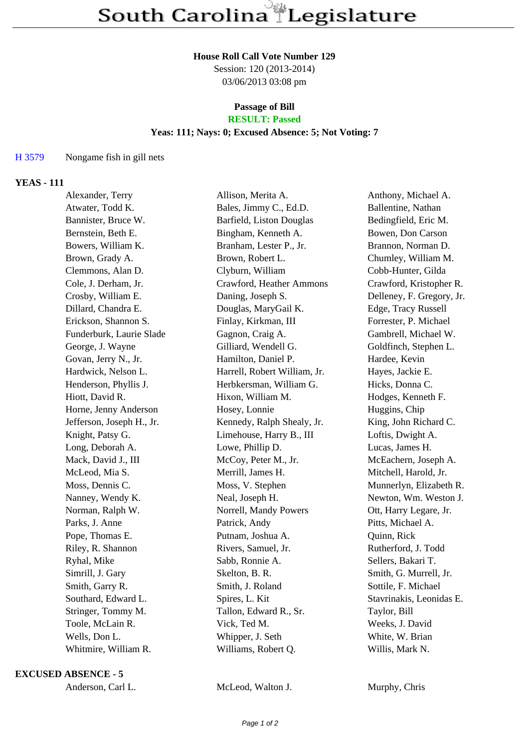# South Carolina Legislature

**House Roll Call Vote Number 129**
Session: 120 (2013-2014)
03/06/2013 03:08 pm

**Passage of Bill**
**RESULT: Passed**
**Yeas: 111; Nays: 0; Excused Absence: 5; Not Voting: 7**

H 3579 Nongame fish in gill nets

**YEAS - 111**

| | | |
|---|---|---|
| Alexander, Terry | Allison, Merita A. | Anthony, Michael A. |
| Atwater, Todd K. | Bales, Jimmy C., Ed.D. | Ballentine, Nathan |
| Bannister, Bruce W. | Barfield, Liston Douglas | Bedingfield, Eric M. |
| Bernstein, Beth E. | Bingham, Kenneth A. | Bowen, Don Carson |
| Bowers, William K. | Branham, Lester P., Jr. | Brannon, Norman D. |
| Brown, Grady A. | Brown, Robert L. | Chumley, William M. |
| Clemmons, Alan D. | Clyburn, William | Cobb-Hunter, Gilda |
| Cole, J. Derham, Jr. | Crawford, Heather Ammons | Crawford, Kristopher R. |
| Crosby, William E. | Daning, Joseph S. | Delleney, F. Gregory, Jr. |
| Dillard, Chandra E. | Douglas, MaryGail K. | Edge, Tracy Russell |
| Erickson, Shannon S. | Finlay, Kirkman, III | Forrester, P. Michael |
| Funderburk, Laurie Slade | Gagnon, Craig A. | Gambrell, Michael W. |
| George, J. Wayne | Gilliard, Wendell G. | Goldfinch, Stephen L. |
| Govan, Jerry N., Jr. | Hamilton, Daniel P. | Hardee, Kevin |
| Hardwick, Nelson L. | Harrell, Robert William, Jr. | Hayes, Jackie E. |
| Henderson, Phyllis J. | Herbkersman, William G. | Hicks, Donna C. |
| Hiott, David R. | Hixon, William M. | Hodges, Kenneth F. |
| Horne, Jenny Anderson | Hosey, Lonnie | Huggins, Chip |
| Jefferson, Joseph H., Jr. | Kennedy, Ralph Shealy, Jr. | King, John Richard C. |
| Knight, Patsy G. | Limehouse, Harry B., III | Loftis, Dwight A. |
| Long, Deborah A. | Lowe, Phillip D. | Lucas, James H. |
| Mack, David J., III | McCoy, Peter M., Jr. | McEachern, Joseph A. |
| McLeod, Mia S. | Merrill, James H. | Mitchell, Harold, Jr. |
| Moss, Dennis C. | Moss, V. Stephen | Munnerlyn, Elizabeth R. |
| Nanney, Wendy K. | Neal, Joseph H. | Newton, Wm. Weston J. |
| Norman, Ralph W. | Norrell, Mandy Powers | Ott, Harry Legare, Jr. |
| Parks, J. Anne | Patrick, Andy | Pitts, Michael A. |
| Pope, Thomas E. | Putnam, Joshua A. | Quinn, Rick |
| Riley, R. Shannon | Rivers, Samuel, Jr. | Rutherford, J. Todd |
| Ryhal, Mike | Sabb, Ronnie A. | Sellers, Bakari T. |
| Simrill, J. Gary | Skelton, B. R. | Smith, G. Murrell, Jr. |
| Smith, Garry R. | Smith, J. Roland | Sottile, F. Michael |
| Southard, Edward L. | Spires, L. Kit | Stavrinakis, Leonidas E. |
| Stringer, Tommy M. | Tallon, Edward R., Sr. | Taylor, Bill |
| Toole, McLain R. | Vick, Ted M. | Weeks, J. David |
| Wells, Don L. | Whipper, J. Seth | White, W. Brian |
| Whitmire, William R. | Williams, Robert Q. | Willis, Mark N. |

**EXCUSED ABSENCE - 5**

| | | |
|---|---|---|
| Anderson, Carl L. | McLeod, Walton J. | Murphy, Chris |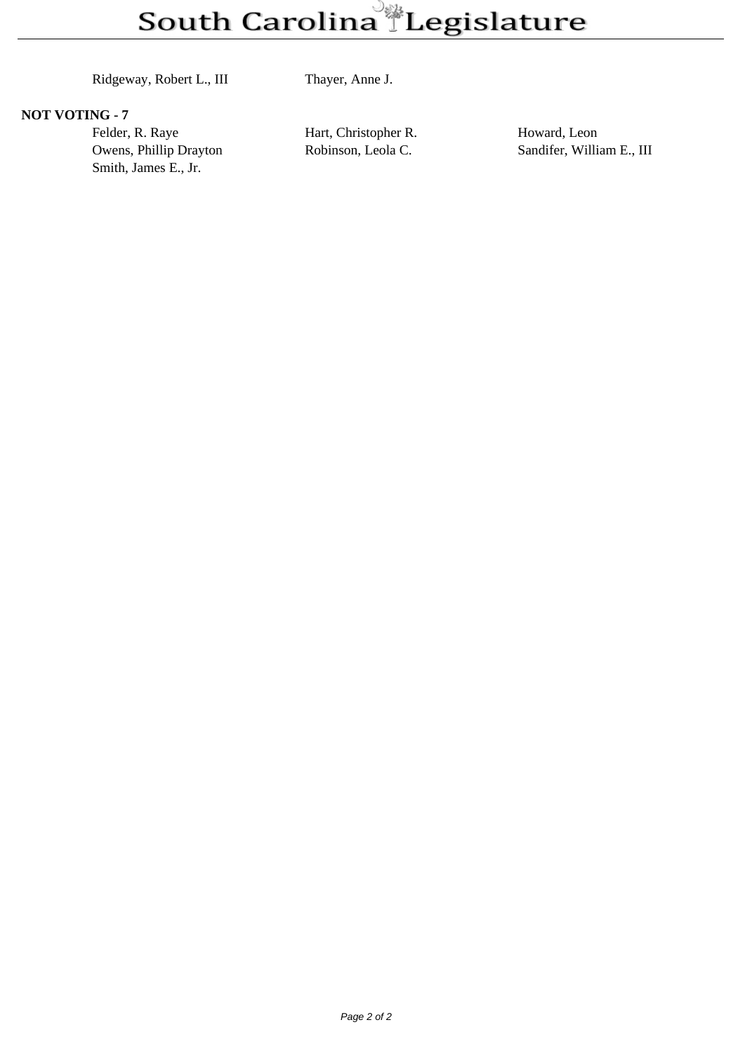| | | |
|---|---|---|
| Ridgeway, Robert L., III | Thayer, Anne J. | |

**NOT VOTING - 7**

| | | |
|---|---|---|
| Felder, R. Raye | Hart, Christopher R. | Howard, Leon |
| Owens, Phillip Drayton | Robinson, Leola C. | Sandifer, William E., III |
| Smith, James E., Jr. | | |